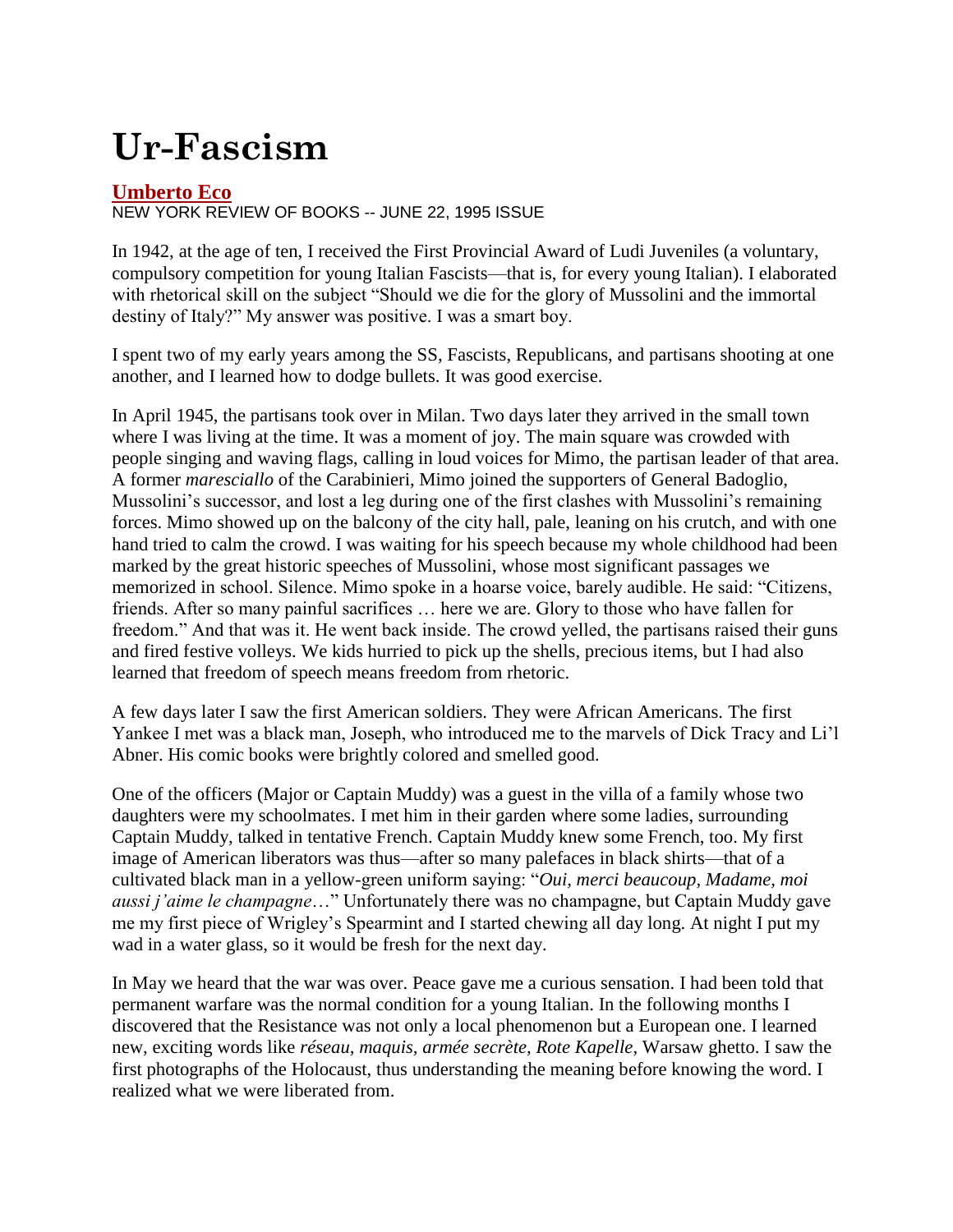# Ur-Fascism

**Umberto Eco**
NEW YORK REVIEW OF BOOKS -- JUNE 22, 1995 ISSUE

In 1942, at the age of ten, I received the First Provincial Award of Ludi Juveniles (a voluntary, compulsory competition for young Italian Fascists—that is, for every young Italian). I elaborated with rhetorical skill on the subject “Should we die for the glory of Mussolini and the immortal destiny of Italy?” My answer was positive. I was a smart boy.

I spent two of my early years among the SS, Fascists, Republicans, and partisans shooting at one another, and I learned how to dodge bullets. It was good exercise.

In April 1945, the partisans took over in Milan. Two days later they arrived in the small town where I was living at the time. It was a moment of joy. The main square was crowded with people singing and waving flags, calling in loud voices for Mimo, the partisan leader of that area. A former *maresciallo* of the Carabinieri, Mimo joined the supporters of General Badoglio, Mussolini’s successor, and lost a leg during one of the first clashes with Mussolini’s remaining forces. Mimo showed up on the balcony of the city hall, pale, leaning on his crutch, and with one hand tried to calm the crowd. I was waiting for his speech because my whole childhood had been marked by the great historic speeches of Mussolini, whose most significant passages we memorized in school. Silence. Mimo spoke in a hoarse voice, barely audible. He said: “Citizens, friends. After so many painful sacrifices … here we are. Glory to those who have fallen for freedom.” And that was it. He went back inside. The crowd yelled, the partisans raised their guns and fired festive volleys. We kids hurried to pick up the shells, precious items, but I had also learned that freedom of speech means freedom from rhetoric.

A few days later I saw the first American soldiers. They were African Americans. The first Yankee I met was a black man, Joseph, who introduced me to the marvels of Dick Tracy and Li’l Abner. His comic books were brightly colored and smelled good.

One of the officers (Major or Captain Muddy) was a guest in the villa of a family whose two daughters were my schoolmates. I met him in their garden where some ladies, surrounding Captain Muddy, talked in tentative French. Captain Muddy knew some French, too. My first image of American liberators was thus—after so many palefaces in black shirts—that of a cultivated black man in a yellow-green uniform saying: “*Oui, merci beaucoup, Madame, moi aussi j’aime le champagne*…” Unfortunately there was no champagne, but Captain Muddy gave me my first piece of Wrigley’s Spearmint and I started chewing all day long. At night I put my wad in a water glass, so it would be fresh for the next day.

In May we heard that the war was over. Peace gave me a curious sensation. I had been told that permanent warfare was the normal condition for a young Italian. In the following months I discovered that the Resistance was not only a local phenomenon but a European one. I learned new, exciting words like *réseau, maquis, armée secrète, Rote Kapelle*, Warsaw ghetto. I saw the first photographs of the Holocaust, thus understanding the meaning before knowing the word. I realized what we were liberated from.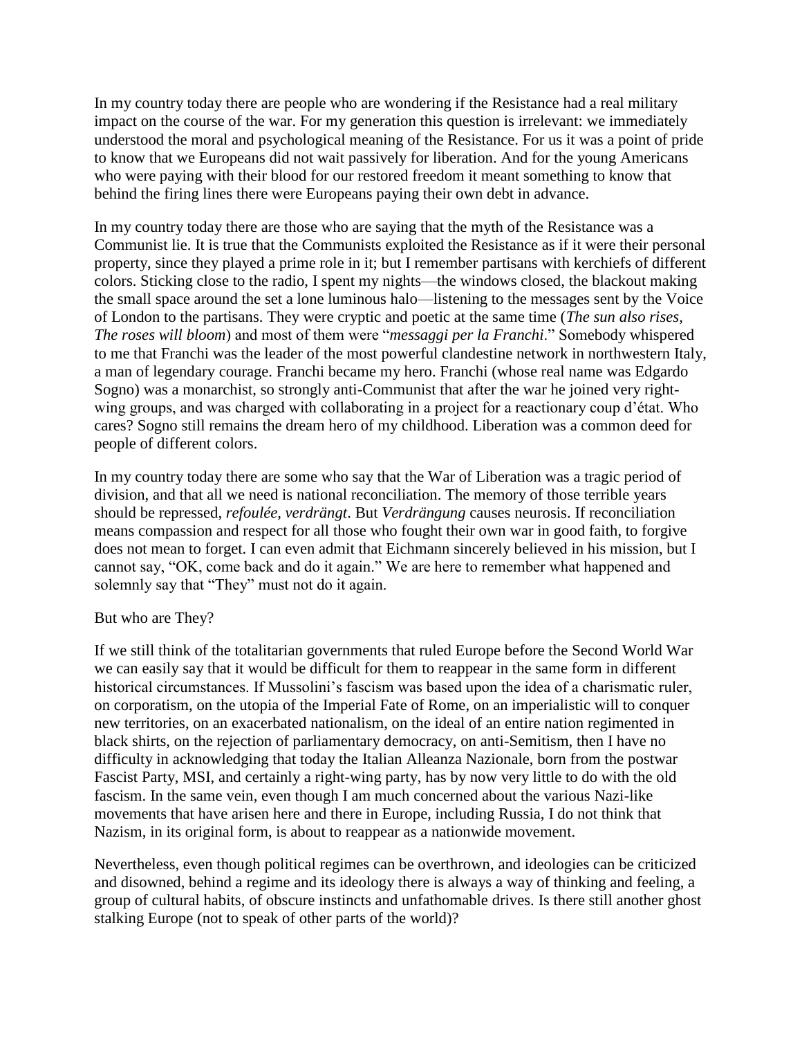In my country today there are people who are wondering if the Resistance had a real military impact on the course of the war. For my generation this question is irrelevant: we immediately understood the moral and psychological meaning of the Resistance. For us it was a point of pride to know that we Europeans did not wait passively for liberation. And for the young Americans who were paying with their blood for our restored freedom it meant something to know that behind the firing lines there were Europeans paying their own debt in advance.

In my country today there are those who are saying that the myth of the Resistance was a Communist lie. It is true that the Communists exploited the Resistance as if it were their personal property, since they played a prime role in it; but I remember partisans with kerchiefs of different colors. Sticking close to the radio, I spent my nights—the windows closed, the blackout making the small space around the set a lone luminous halo—listening to the messages sent by the Voice of London to the partisans. They were cryptic and poetic at the same time (*The sun also rises, The roses will bloom*) and most of them were "*messaggi per la Franchi*." Somebody whispered to me that Franchi was the leader of the most powerful clandestine network in northwestern Italy, a man of legendary courage. Franchi became my hero. Franchi (whose real name was Edgardo Sogno) was a monarchist, so strongly anti-Communist that after the war he joined very right-wing groups, and was charged with collaborating in a project for a reactionary coup d'état. Who cares? Sogno still remains the dream hero of my childhood. Liberation was a common deed for people of different colors.

In my country today there are some who say that the War of Liberation was a tragic period of division, and that all we need is national reconciliation. The memory of those terrible years should be repressed, *refoulée, verdrängt*. But *Verdrängung* causes neurosis. If reconciliation means compassion and respect for all those who fought their own war in good faith, to forgive does not mean to forget. I can even admit that Eichmann sincerely believed in his mission, but I cannot say, "OK, come back and do it again." We are here to remember what happened and solemnly say that "They" must not do it again.

But who are They?

If we still think of the totalitarian governments that ruled Europe before the Second World War we can easily say that it would be difficult for them to reappear in the same form in different historical circumstances. If Mussolini's fascism was based upon the idea of a charismatic ruler, on corporatism, on the utopia of the Imperial Fate of Rome, on an imperialistic will to conquer new territories, on an exacerbated nationalism, on the ideal of an entire nation regimented in black shirts, on the rejection of parliamentary democracy, on anti-Semitism, then I have no difficulty in acknowledging that today the Italian Alleanza Nazionale, born from the postwar Fascist Party, MSI, and certainly a right-wing party, has by now very little to do with the old fascism. In the same vein, even though I am much concerned about the various Nazi-like movements that have arisen here and there in Europe, including Russia, I do not think that Nazism, in its original form, is about to reappear as a nationwide movement.

Nevertheless, even though political regimes can be overthrown, and ideologies can be criticized and disowned, behind a regime and its ideology there is always a way of thinking and feeling, a group of cultural habits, of obscure instincts and unfathomable drives. Is there still another ghost stalking Europe (not to speak of other parts of the world)?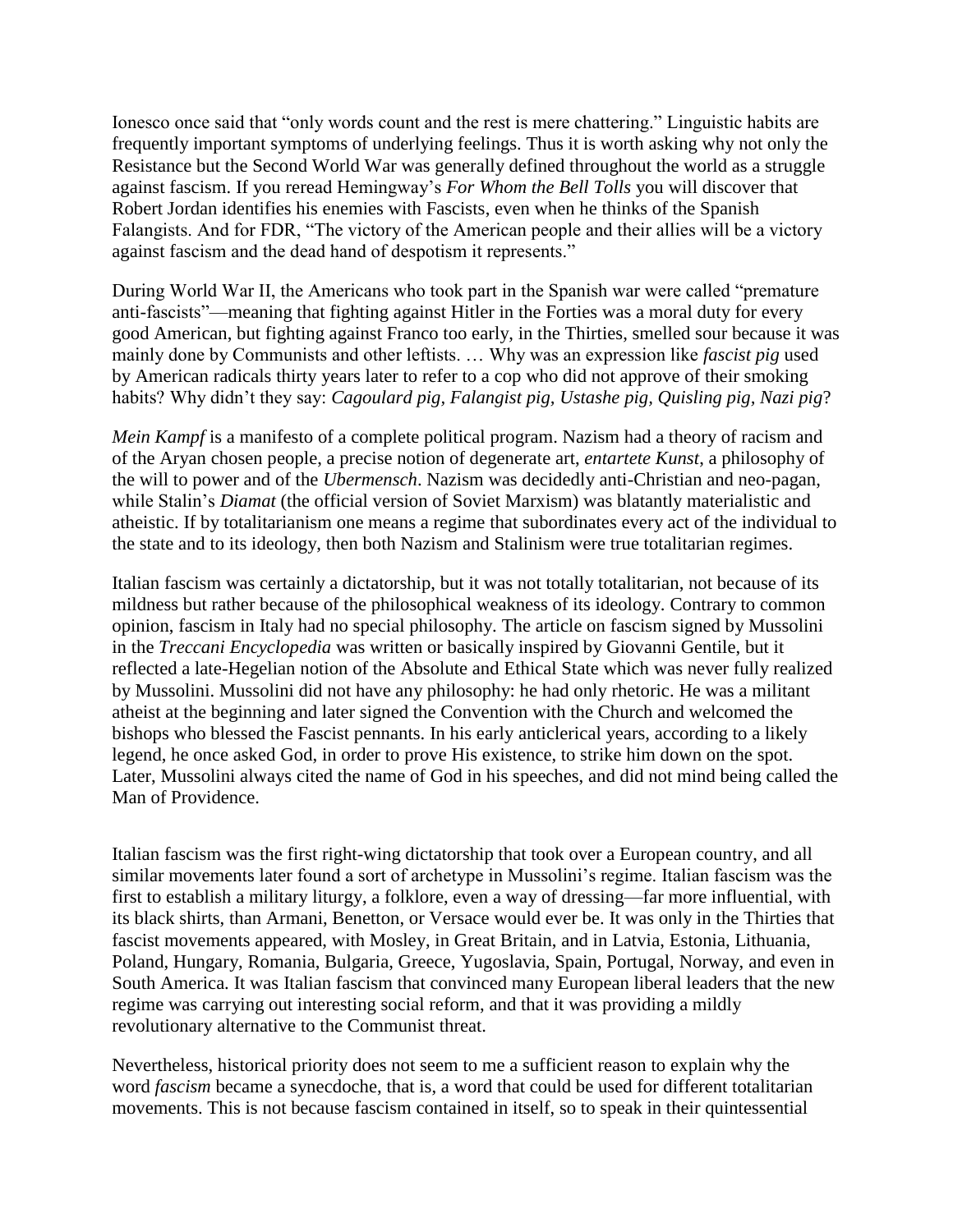Ionesco once said that "only words count and the rest is mere chattering." Linguistic habits are frequently important symptoms of underlying feelings. Thus it is worth asking why not only the Resistance but the Second World War was generally defined throughout the world as a struggle against fascism. If you reread Hemingway's *For Whom the Bell Tolls* you will discover that Robert Jordan identifies his enemies with Fascists, even when he thinks of the Spanish Falangists. And for FDR, "The victory of the American people and their allies will be a victory against fascism and the dead hand of despotism it represents."

During World War II, the Americans who took part in the Spanish war were called "premature anti-fascists"—meaning that fighting against Hitler in the Forties was a moral duty for every good American, but fighting against Franco too early, in the Thirties, smelled sour because it was mainly done by Communists and other leftists. … Why was an expression like *fascist pig* used by American radicals thirty years later to refer to a cop who did not approve of their smoking habits? Why didn't they say: *Cagoulard pig, Falangist pig, Ustashe pig, Quisling pig, Nazi pig*?

*Mein Kampf* is a manifesto of a complete political program. Nazism had a theory of racism and of the Aryan chosen people, a precise notion of degenerate art, *entartete Kunst*, a philosophy of the will to power and of the *Ubermensch*. Nazism was decidedly anti-Christian and neo-pagan, while Stalin's *Diamat* (the official version of Soviet Marxism) was blatantly materialistic and atheistic. If by totalitarianism one means a regime that subordinates every act of the individual to the state and to its ideology, then both Nazism and Stalinism were true totalitarian regimes.

Italian fascism was certainly a dictatorship, but it was not totally totalitarian, not because of its mildness but rather because of the philosophical weakness of its ideology. Contrary to common opinion, fascism in Italy had no special philosophy. The article on fascism signed by Mussolini in the *Treccani Encyclopedia* was written or basically inspired by Giovanni Gentile, but it reflected a late-Hegelian notion of the Absolute and Ethical State which was never fully realized by Mussolini. Mussolini did not have any philosophy: he had only rhetoric. He was a militant atheist at the beginning and later signed the Convention with the Church and welcomed the bishops who blessed the Fascist pennants. In his early anticlerical years, according to a likely legend, he once asked God, in order to prove His existence, to strike him down on the spot. Later, Mussolini always cited the name of God in his speeches, and did not mind being called the Man of Providence.

Italian fascism was the first right-wing dictatorship that took over a European country, and all similar movements later found a sort of archetype in Mussolini's regime. Italian fascism was the first to establish a military liturgy, a folklore, even a way of dressing—far more influential, with its black shirts, than Armani, Benetton, or Versace would ever be. It was only in the Thirties that fascist movements appeared, with Mosley, in Great Britain, and in Latvia, Estonia, Lithuania, Poland, Hungary, Romania, Bulgaria, Greece, Yugoslavia, Spain, Portugal, Norway, and even in South America. It was Italian fascism that convinced many European liberal leaders that the new regime was carrying out interesting social reform, and that it was providing a mildly revolutionary alternative to the Communist threat.

Nevertheless, historical priority does not seem to me a sufficient reason to explain why the word *fascism* became a synecdoche, that is, a word that could be used for different totalitarian movements. This is not because fascism contained in itself, so to speak in their quintessential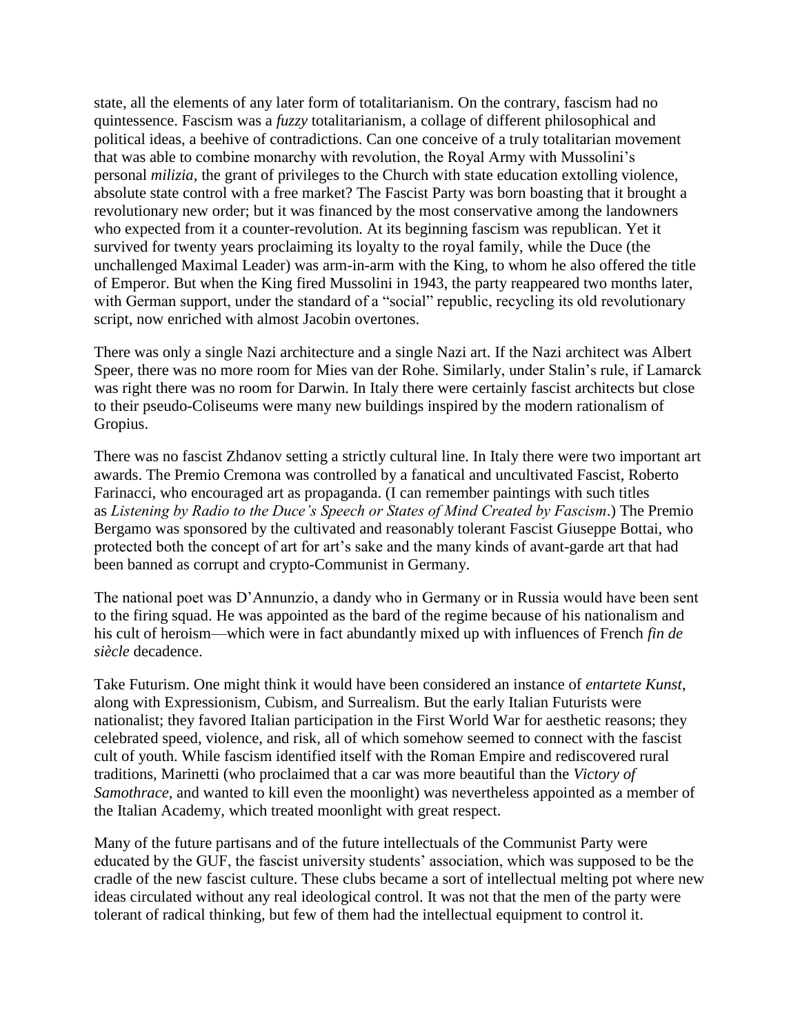state, all the elements of any later form of totalitarianism. On the contrary, fascism had no quintessence. Fascism was a *fuzzy* totalitarianism, a collage of different philosophical and political ideas, a beehive of contradictions. Can one conceive of a truly totalitarian movement that was able to combine monarchy with revolution, the Royal Army with Mussolini's personal *milizia*, the grant of privileges to the Church with state education extolling violence, absolute state control with a free market? The Fascist Party was born boasting that it brought a revolutionary new order; but it was financed by the most conservative among the landowners who expected from it a counter-revolution. At its beginning fascism was republican. Yet it survived for twenty years proclaiming its loyalty to the royal family, while the Duce (the unchallenged Maximal Leader) was arm-in-arm with the King, to whom he also offered the title of Emperor. But when the King fired Mussolini in 1943, the party reappeared two months later, with German support, under the standard of a "social" republic, recycling its old revolutionary script, now enriched with almost Jacobin overtones.

There was only a single Nazi architecture and a single Nazi art. If the Nazi architect was Albert Speer, there was no more room for Mies van der Rohe. Similarly, under Stalin's rule, if Lamarck was right there was no room for Darwin. In Italy there were certainly fascist architects but close to their pseudo-Coliseums were many new buildings inspired by the modern rationalism of Gropius.

There was no fascist Zhdanov setting a strictly cultural line. In Italy there were two important art awards. The Premio Cremona was controlled by a fanatical and uncultivated Fascist, Roberto Farinacci, who encouraged art as propaganda. (I can remember paintings with such titles as *Listening by Radio to the Duce's Speech or States of Mind Created by Fascism*.) The Premio Bergamo was sponsored by the cultivated and reasonably tolerant Fascist Giuseppe Bottai, who protected both the concept of art for art's sake and the many kinds of avant-garde art that had been banned as corrupt and crypto-Communist in Germany.

The national poet was D'Annunzio, a dandy who in Germany or in Russia would have been sent to the firing squad. He was appointed as the bard of the regime because of his nationalism and his cult of heroism—which were in fact abundantly mixed up with influences of French *fin de siècle* decadence.

Take Futurism. One might think it would have been considered an instance of *entartete Kunst*, along with Expressionism, Cubism, and Surrealism. But the early Italian Futurists were nationalist; they favored Italian participation in the First World War for aesthetic reasons; they celebrated speed, violence, and risk, all of which somehow seemed to connect with the fascist cult of youth. While fascism identified itself with the Roman Empire and rediscovered rural traditions, Marinetti (who proclaimed that a car was more beautiful than the *Victory of Samothrace*, and wanted to kill even the moonlight) was nevertheless appointed as a member of the Italian Academy, which treated moonlight with great respect.

Many of the future partisans and of the future intellectuals of the Communist Party were educated by the GUF, the fascist university students' association, which was supposed to be the cradle of the new fascist culture. These clubs became a sort of intellectual melting pot where new ideas circulated without any real ideological control. It was not that the men of the party were tolerant of radical thinking, but few of them had the intellectual equipment to control it.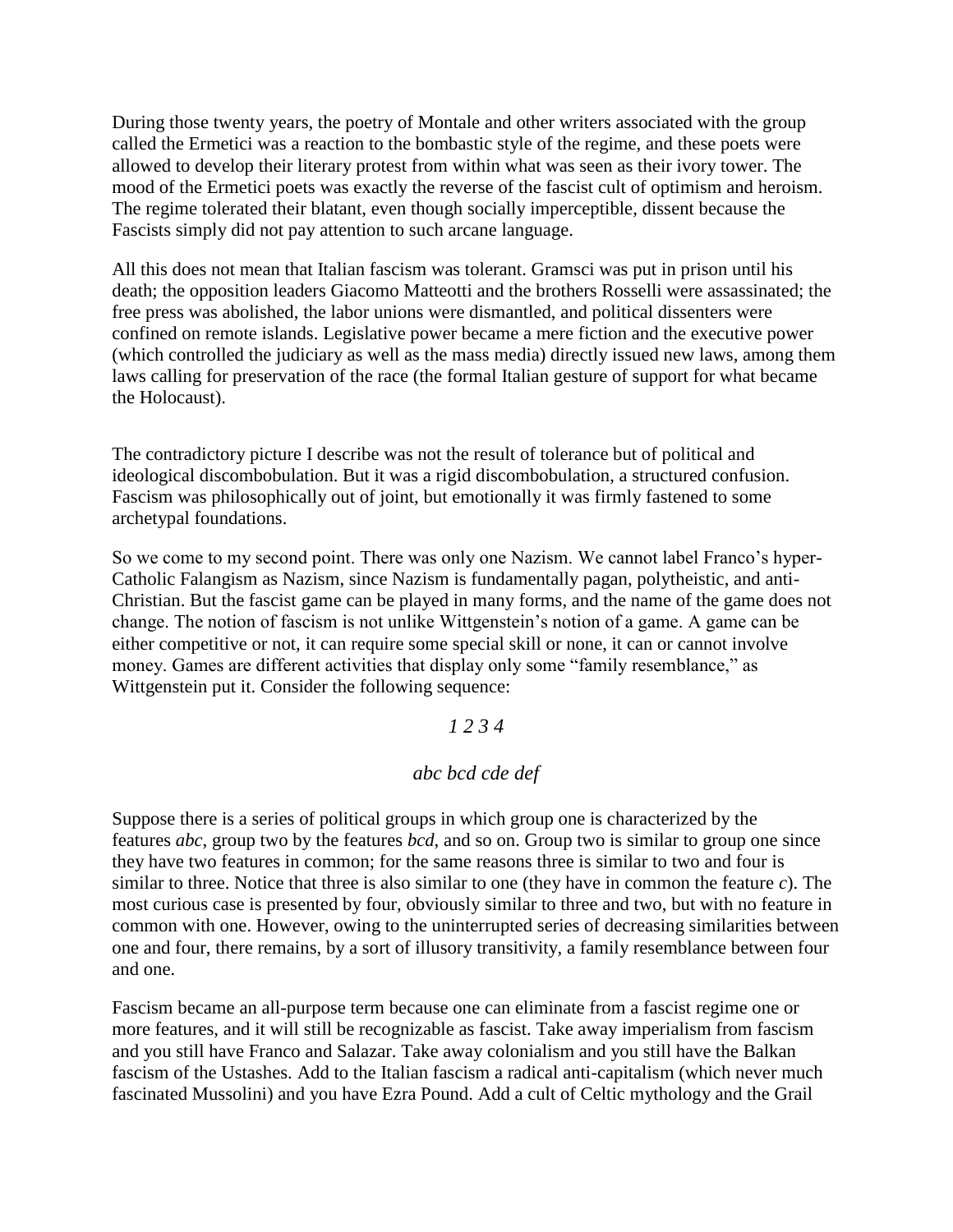During those twenty years, the poetry of Montale and other writers associated with the group called the Ermetici was a reaction to the bombastic style of the regime, and these poets were allowed to develop their literary protest from within what was seen as their ivory tower. The mood of the Ermetici poets was exactly the reverse of the fascist cult of optimism and heroism. The regime tolerated their blatant, even though socially imperceptible, dissent because the Fascists simply did not pay attention to such arcane language.

All this does not mean that Italian fascism was tolerant. Gramsci was put in prison until his death; the opposition leaders Giacomo Matteotti and the brothers Rosselli were assassinated; the free press was abolished, the labor unions were dismantled, and political dissenters were confined on remote islands. Legislative power became a mere fiction and the executive power (which controlled the judiciary as well as the mass media) directly issued new laws, among them laws calling for preservation of the race (the formal Italian gesture of support for what became the Holocaust).

The contradictory picture I describe was not the result of tolerance but of political and ideological discombobulation. But it was a rigid discombobulation, a structured confusion. Fascism was philosophically out of joint, but emotionally it was firmly fastened to some archetypal foundations.

So we come to my second point. There was only one Nazism. We cannot label Franco's hyper-Catholic Falangism as Nazism, since Nazism is fundamentally pagan, polytheistic, and anti-Christian. But the fascist game can be played in many forms, and the name of the game does not change. The notion of fascism is not unlike Wittgenstein's notion of a game. A game can be either competitive or not, it can require some special skill or none, it can or cannot involve money. Games are different activities that display only some "family resemblance," as Wittgenstein put it. Consider the following sequence:

*1 2 3 4*

*abc bcd cde def*

Suppose there is a series of political groups in which group one is characterized by the features *abc*, group two by the features *bcd*, and so on. Group two is similar to group one since they have two features in common; for the same reasons three is similar to two and four is similar to three. Notice that three is also similar to one (they have in common the feature *c*). The most curious case is presented by four, obviously similar to three and two, but with no feature in common with one. However, owing to the uninterrupted series of decreasing similarities between one and four, there remains, by a sort of illusory transitivity, a family resemblance between four and one.

Fascism became an all-purpose term because one can eliminate from a fascist regime one or more features, and it will still be recognizable as fascist. Take away imperialism from fascism and you still have Franco and Salazar. Take away colonialism and you still have the Balkan fascism of the Ustashes. Add to the Italian fascism a radical anti-capitalism (which never much fascinated Mussolini) and you have Ezra Pound. Add a cult of Celtic mythology and the Grail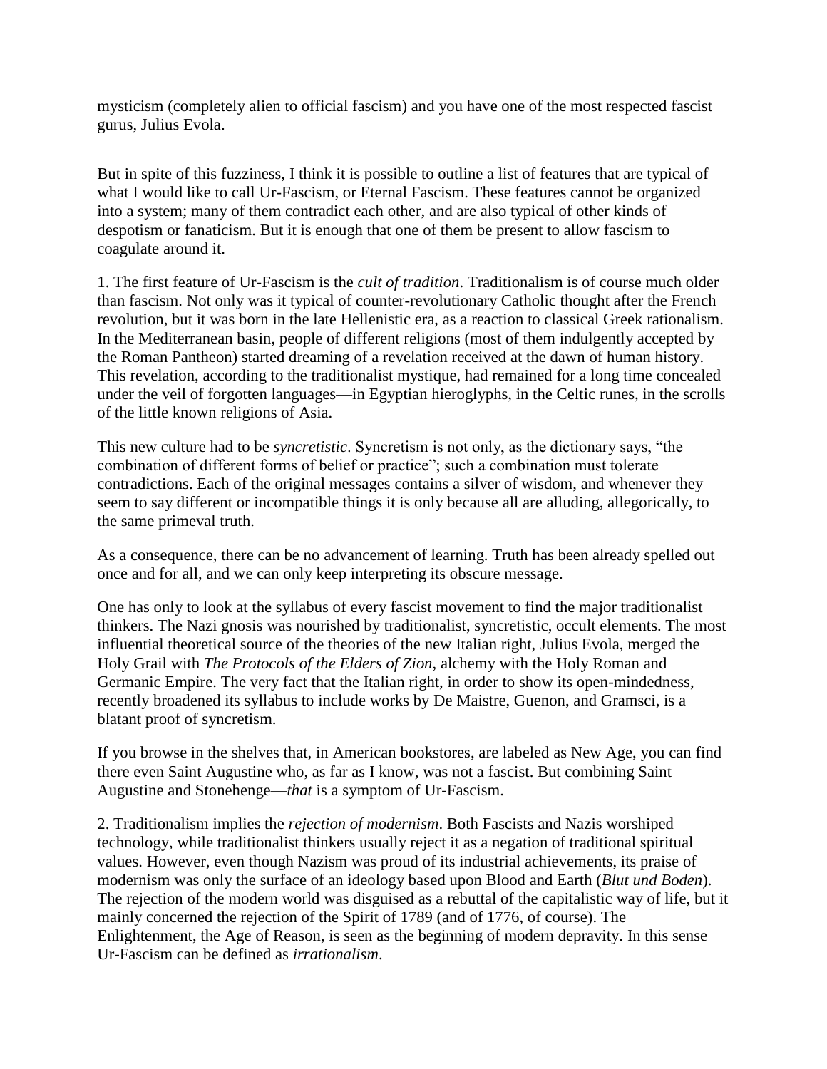mysticism (completely alien to official fascism) and you have one of the most respected fascist gurus, Julius Evola.

But in spite of this fuzziness, I think it is possible to outline a list of features that are typical of what I would like to call Ur-Fascism, or Eternal Fascism. These features cannot be organized into a system; many of them contradict each other, and are also typical of other kinds of despotism or fanaticism. But it is enough that one of them be present to allow fascism to coagulate around it.

1. The first feature of Ur-Fascism is the *cult of tradition*. Traditionalism is of course much older than fascism. Not only was it typical of counter-revolutionary Catholic thought after the French revolution, but it was born in the late Hellenistic era, as a reaction to classical Greek rationalism. In the Mediterranean basin, people of different religions (most of them indulgently accepted by the Roman Pantheon) started dreaming of a revelation received at the dawn of human history. This revelation, according to the traditionalist mystique, had remained for a long time concealed under the veil of forgotten languages—in Egyptian hieroglyphs, in the Celtic runes, in the scrolls of the little known religions of Asia.

This new culture had to be *syncretistic*. Syncretism is not only, as the dictionary says, "the combination of different forms of belief or practice"; such a combination must tolerate contradictions. Each of the original messages contains a silver of wisdom, and whenever they seem to say different or incompatible things it is only because all are alluding, allegorically, to the same primeval truth.

As a consequence, there can be no advancement of learning. Truth has been already spelled out once and for all, and we can only keep interpreting its obscure message.

One has only to look at the syllabus of every fascist movement to find the major traditionalist thinkers. The Nazi gnosis was nourished by traditionalist, syncretistic, occult elements. The most influential theoretical source of the theories of the new Italian right, Julius Evola, merged the Holy Grail with *The Protocols of the Elders of Zion*, alchemy with the Holy Roman and Germanic Empire. The very fact that the Italian right, in order to show its open-mindedness, recently broadened its syllabus to include works by De Maistre, Guenon, and Gramsci, is a blatant proof of syncretism.

If you browse in the shelves that, in American bookstores, are labeled as New Age, you can find there even Saint Augustine who, as far as I know, was not a fascist. But combining Saint Augustine and Stonehenge—*that* is a symptom of Ur-Fascism.

2. Traditionalism implies the *rejection of modernism*. Both Fascists and Nazis worshiped technology, while traditionalist thinkers usually reject it as a negation of traditional spiritual values. However, even though Nazism was proud of its industrial achievements, its praise of modernism was only the surface of an ideology based upon Blood and Earth (*Blut und Boden*). The rejection of the modern world was disguised as a rebuttal of the capitalistic way of life, but it mainly concerned the rejection of the Spirit of 1789 (and of 1776, of course). The Enlightenment, the Age of Reason, is seen as the beginning of modern depravity. In this sense Ur-Fascism can be defined as *irrationalism*.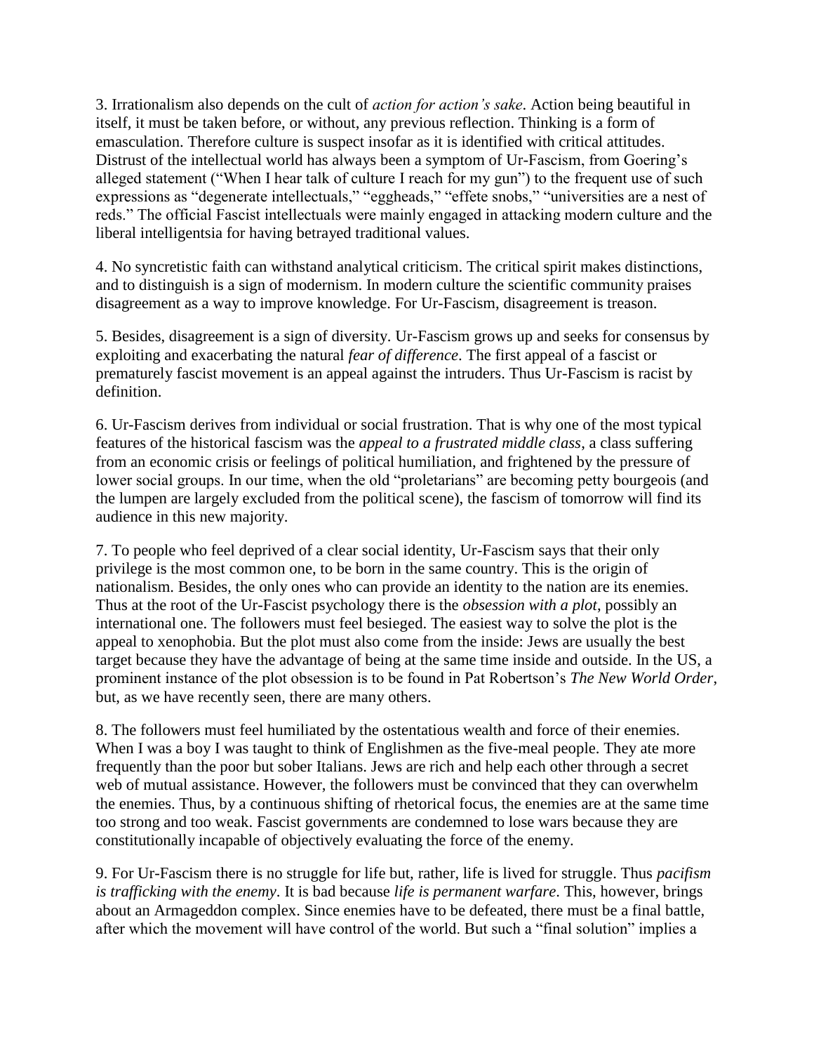3. Irrationalism also depends on the cult of *action for action's sake*. Action being beautiful in itself, it must be taken before, or without, any previous reflection. Thinking is a form of emasculation. Therefore culture is suspect insofar as it is identified with critical attitudes. Distrust of the intellectual world has always been a symptom of Ur-Fascism, from Goering's alleged statement ("When I hear talk of culture I reach for my gun") to the frequent use of such expressions as "degenerate intellectuals," "eggheads," "effete snobs," "universities are a nest of reds." The official Fascist intellectuals were mainly engaged in attacking modern culture and the liberal intelligentsia for having betrayed traditional values.

4. No syncretistic faith can withstand analytical criticism. The critical spirit makes distinctions, and to distinguish is a sign of modernism. In modern culture the scientific community praises disagreement as a way to improve knowledge. For Ur-Fascism, disagreement is treason.

5. Besides, disagreement is a sign of diversity. Ur-Fascism grows up and seeks for consensus by exploiting and exacerbating the natural *fear of difference*. The first appeal of a fascist or prematurely fascist movement is an appeal against the intruders. Thus Ur-Fascism is racist by definition.

6. Ur-Fascism derives from individual or social frustration. That is why one of the most typical features of the historical fascism was the *appeal to a frustrated middle class*, a class suffering from an economic crisis or feelings of political humiliation, and frightened by the pressure of lower social groups. In our time, when the old "proletarians" are becoming petty bourgeois (and the lumpen are largely excluded from the political scene), the fascism of tomorrow will find its audience in this new majority.

7. To people who feel deprived of a clear social identity, Ur-Fascism says that their only privilege is the most common one, to be born in the same country. This is the origin of nationalism. Besides, the only ones who can provide an identity to the nation are its enemies. Thus at the root of the Ur-Fascist psychology there is the *obsession with a plot*, possibly an international one. The followers must feel besieged. The easiest way to solve the plot is the appeal to xenophobia. But the plot must also come from the inside: Jews are usually the best target because they have the advantage of being at the same time inside and outside. In the US, a prominent instance of the plot obsession is to be found in Pat Robertson's *The New World Order*, but, as we have recently seen, there are many others.

8. The followers must feel humiliated by the ostentatious wealth and force of their enemies. When I was a boy I was taught to think of Englishmen as the five-meal people. They ate more frequently than the poor but sober Italians. Jews are rich and help each other through a secret web of mutual assistance. However, the followers must be convinced that they can overwhelm the enemies. Thus, by a continuous shifting of rhetorical focus, the enemies are at the same time too strong and too weak. Fascist governments are condemned to lose wars because they are constitutionally incapable of objectively evaluating the force of the enemy.

9. For Ur-Fascism there is no struggle for life but, rather, life is lived for struggle. Thus *pacifism is trafficking with the enemy*. It is bad because *life is permanent warfare*. This, however, brings about an Armageddon complex. Since enemies have to be defeated, there must be a final battle, after which the movement will have control of the world. But such a "final solution" implies a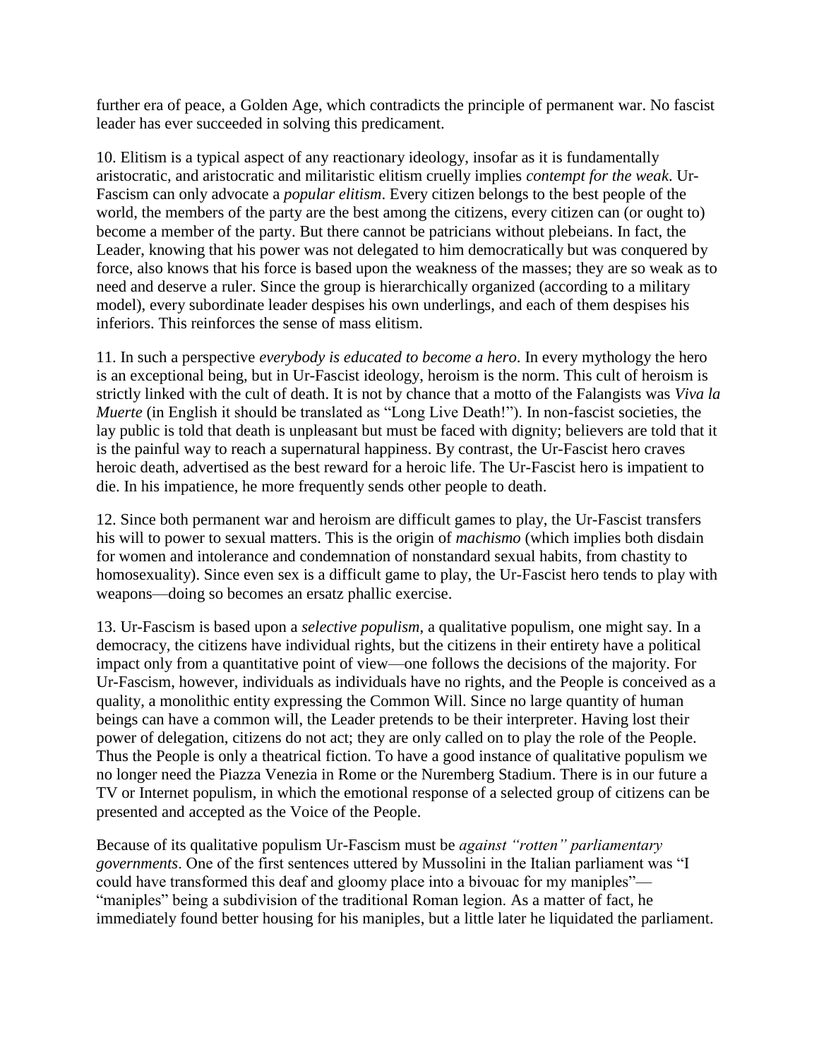further era of peace, a Golden Age, which contradicts the principle of permanent war. No fascist leader has ever succeeded in solving this predicament.

10. Elitism is a typical aspect of any reactionary ideology, insofar as it is fundamentally aristocratic, and aristocratic and militaristic elitism cruelly implies *contempt for the weak*. Ur-Fascism can only advocate a *popular elitism*. Every citizen belongs to the best people of the world, the members of the party are the best among the citizens, every citizen can (or ought to) become a member of the party. But there cannot be patricians without plebeians. In fact, the Leader, knowing that his power was not delegated to him democratically but was conquered by force, also knows that his force is based upon the weakness of the masses; they are so weak as to need and deserve a ruler. Since the group is hierarchically organized (according to a military model), every subordinate leader despises his own underlings, and each of them despises his inferiors. This reinforces the sense of mass elitism.

11. In such a perspective *everybody is educated to become a hero*. In every mythology the hero is an exceptional being, but in Ur-Fascist ideology, heroism is the norm. This cult of heroism is strictly linked with the cult of death. It is not by chance that a motto of the Falangists was *Viva la Muerte* (in English it should be translated as "Long Live Death!"). In non-fascist societies, the lay public is told that death is unpleasant but must be faced with dignity; believers are told that it is the painful way to reach a supernatural happiness. By contrast, the Ur-Fascist hero craves heroic death, advertised as the best reward for a heroic life. The Ur-Fascist hero is impatient to die. In his impatience, he more frequently sends other people to death.

12. Since both permanent war and heroism are difficult games to play, the Ur-Fascist transfers his will to power to sexual matters. This is the origin of *machismo* (which implies both disdain for women and intolerance and condemnation of nonstandard sexual habits, from chastity to homosexuality). Since even sex is a difficult game to play, the Ur-Fascist hero tends to play with weapons—doing so becomes an ersatz phallic exercise.

13. Ur-Fascism is based upon a *selective populism*, a qualitative populism, one might say. In a democracy, the citizens have individual rights, but the citizens in their entirety have a political impact only from a quantitative point of view—one follows the decisions of the majority. For Ur-Fascism, however, individuals as individuals have no rights, and the People is conceived as a quality, a monolithic entity expressing the Common Will. Since no large quantity of human beings can have a common will, the Leader pretends to be their interpreter. Having lost their power of delegation, citizens do not act; they are only called on to play the role of the People. Thus the People is only a theatrical fiction. To have a good instance of qualitative populism we no longer need the Piazza Venezia in Rome or the Nuremberg Stadium. There is in our future a TV or Internet populism, in which the emotional response of a selected group of citizens can be presented and accepted as the Voice of the People.

Because of its qualitative populism Ur-Fascism must be *against "rotten" parliamentary governments*. One of the first sentences uttered by Mussolini in the Italian parliament was "I could have transformed this deaf and gloomy place into a bivouac for my maniples"—"maniples" being a subdivision of the traditional Roman legion. As a matter of fact, he immediately found better housing for his maniples, but a little later he liquidated the parliament.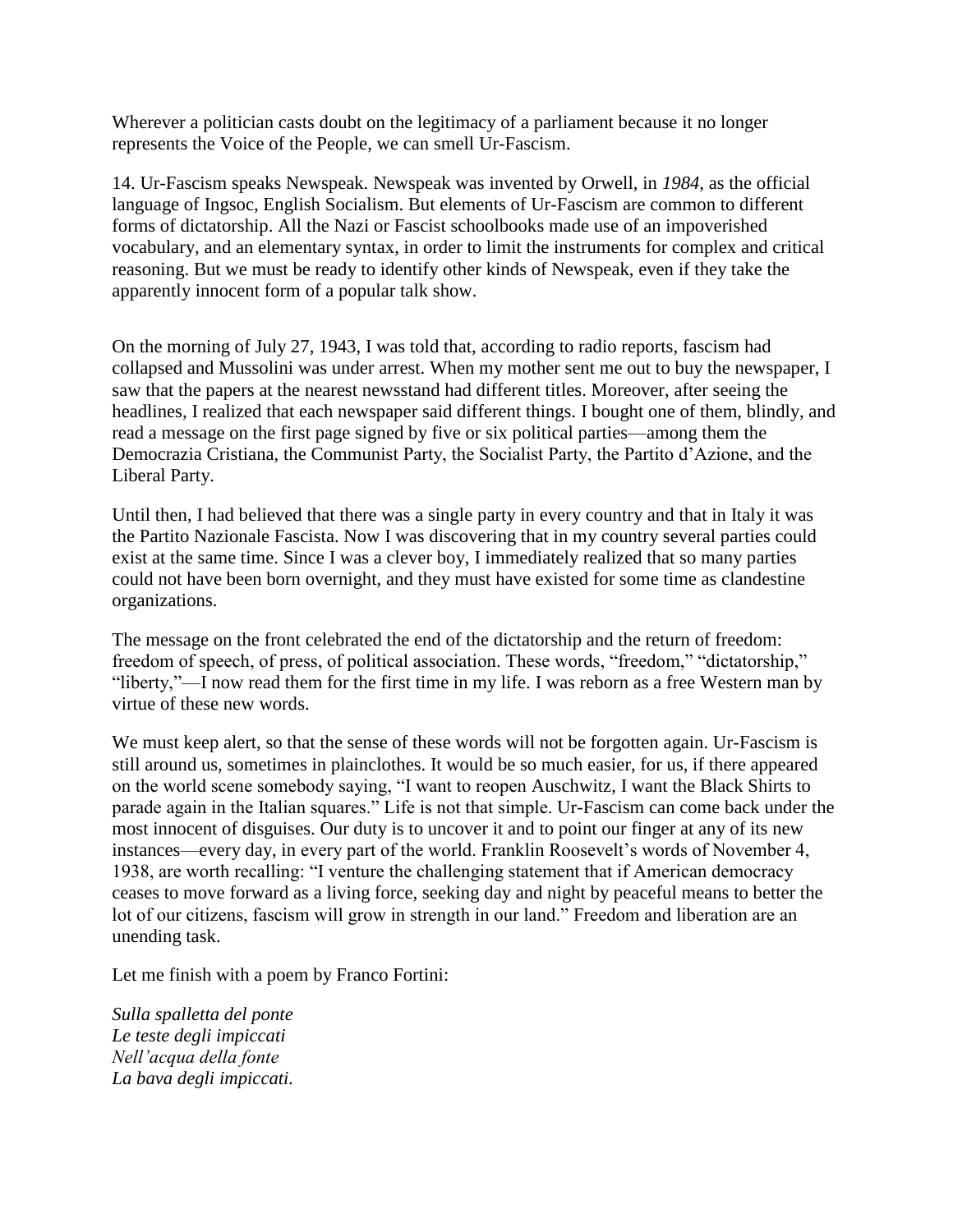Wherever a politician casts doubt on the legitimacy of a parliament because it no longer represents the Voice of the People, we can smell Ur-Fascism.

14. Ur-Fascism speaks Newspeak. Newspeak was invented by Orwell, in *1984*, as the official language of Ingsoc, English Socialism. But elements of Ur-Fascism are common to different forms of dictatorship. All the Nazi or Fascist schoolbooks made use of an impoverished vocabulary, and an elementary syntax, in order to limit the instruments for complex and critical reasoning. But we must be ready to identify other kinds of Newspeak, even if they take the apparently innocent form of a popular talk show.

On the morning of July 27, 1943, I was told that, according to radio reports, fascism had collapsed and Mussolini was under arrest. When my mother sent me out to buy the newspaper, I saw that the papers at the nearest newsstand had different titles. Moreover, after seeing the headlines, I realized that each newspaper said different things. I bought one of them, blindly, and read a message on the first page signed by five or six political parties—among them the Democrazia Cristiana, the Communist Party, the Socialist Party, the Partito d'Azione, and the Liberal Party.

Until then, I had believed that there was a single party in every country and that in Italy it was the Partito Nazionale Fascista. Now I was discovering that in my country several parties could exist at the same time. Since I was a clever boy, I immediately realized that so many parties could not have been born overnight, and they must have existed for some time as clandestine organizations.

The message on the front celebrated the end of the dictatorship and the return of freedom: freedom of speech, of press, of political association. These words, "freedom," "dictatorship," "liberty,"—I now read them for the first time in my life. I was reborn as a free Western man by virtue of these new words.

We must keep alert, so that the sense of these words will not be forgotten again. Ur-Fascism is still around us, sometimes in plainclothes. It would be so much easier, for us, if there appeared on the world scene somebody saying, "I want to reopen Auschwitz, I want the Black Shirts to parade again in the Italian squares." Life is not that simple. Ur-Fascism can come back under the most innocent of disguises. Our duty is to uncover it and to point our finger at any of its new instances—every day, in every part of the world. Franklin Roosevelt's words of November 4, 1938, are worth recalling: "I venture the challenging statement that if American democracy ceases to move forward as a living force, seeking day and night by peaceful means to better the lot of our citizens, fascism will grow in strength in our land." Freedom and liberation are an unending task.

Let me finish with a poem by Franco Fortini:

*Sulla spalletta del ponte*
*Le teste degli impiccati*
*Nell'acqua della fonte*
*La bava degli impiccati.*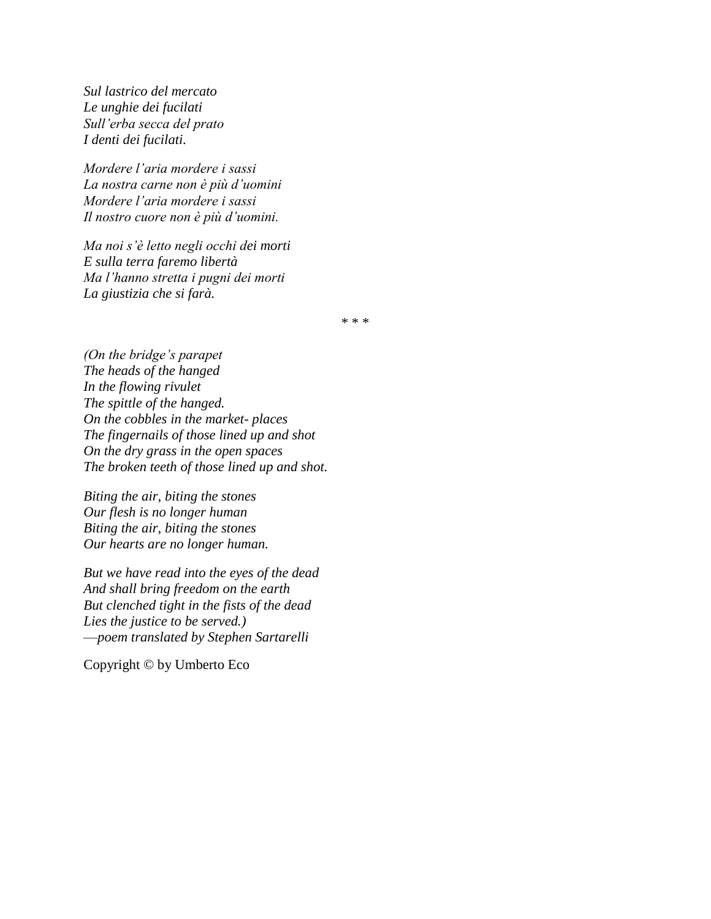*Sul lastrico del mercato*
*Le unghie dei fucilati*
*Sull'erba secca del prato*
*I denti dei fucilati.*

*Mordere l'aria mordere i sassi*
*La nostra carne non è più d'uomini*
*Mordere l'aria mordere i sassi*
*Il nostro cuore non è più d'uomini.*

*Ma noi s'è letto negli occhi dei morti*
*E sulla terra faremo libertà*
*Ma l'hanno stretta i pugni dei morti*
*La giustizia che si farà.*

\* \* \*

*(On the bridge's parapet*
*The heads of the hanged*
*In the flowing rivulet*
*The spittle of the hanged.*
*On the cobbles in the market- places*
*The fingernails of those lined up and shot*
*On the dry grass in the open spaces*
*The broken teeth of those lined up and shot.*

*Biting the air, biting the stones*
*Our flesh is no longer human*
*Biting the air, biting the stones*
*Our hearts are no longer human.*

*But we have read into the eyes of the dead*
*And shall bring freedom on the earth*
*But clenched tight in the fists of the dead*
*Lies the justice to be served.)*
*—poem translated by Stephen Sartarelli*

Copyright © by Umberto Eco